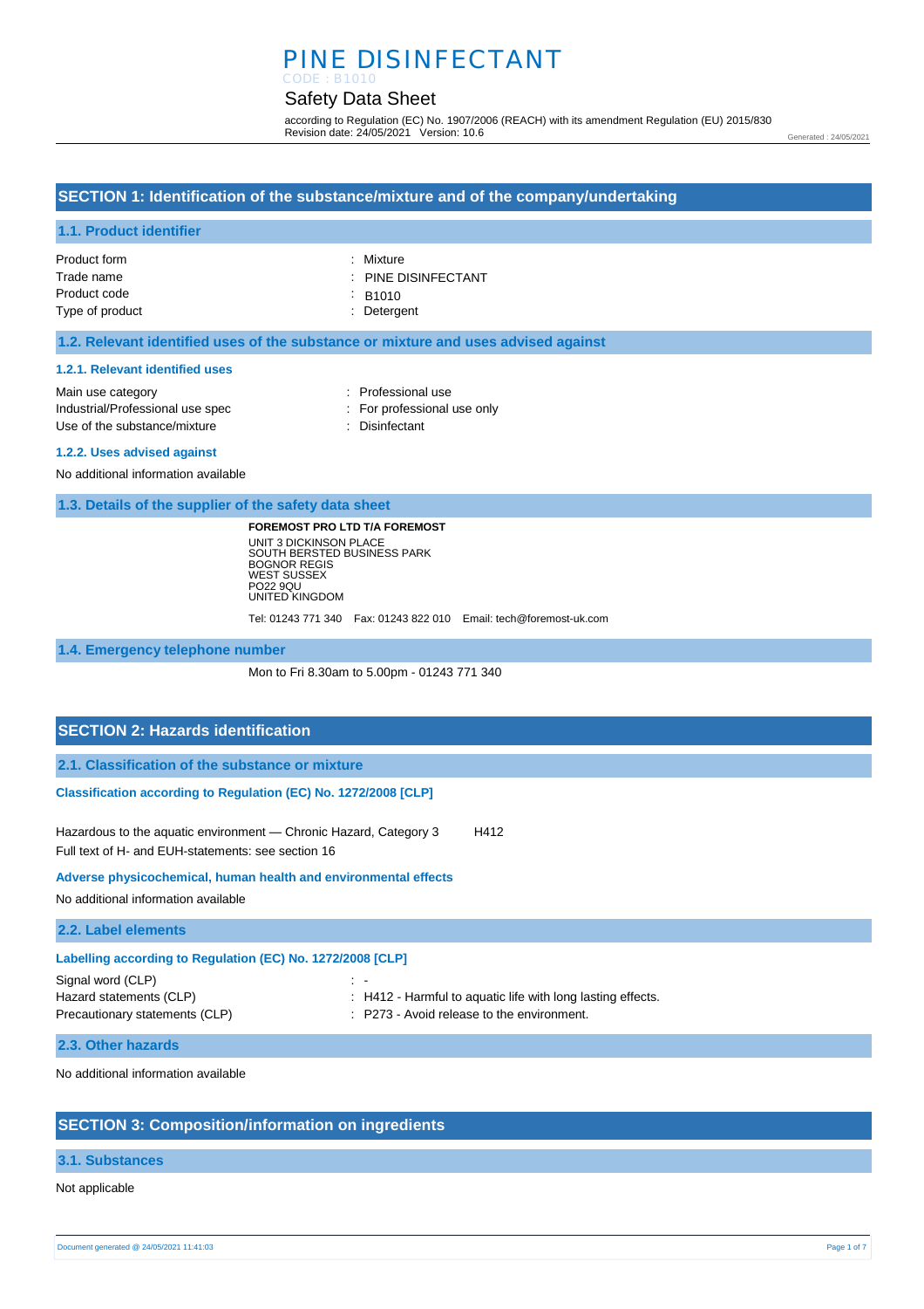# PINE DISINFECTANT

CODE : B1010

## Safety Data Sheet

according to Regulation (EC) No. 1907/2006 (REACH) with its amendment Regulation (EU) 2015/830
Revision date: 24/05/2021 Version: 10.6

Generated : 24/05/2021

## SECTION 1: Identification of the substance/mixture and of the company/undertaking

### 1.1. Product identifier

| | |
|---|---|
| Product form | : Mixture |
| Trade name | : PINE DISINFECTANT |
| Product code | : B1010 |
| Type of product | : Detergent |

### 1.2. Relevant identified uses of the substance or mixture and uses advised against

#### 1.2.1. Relevant identified uses

| | |
|---|---|
| Main use category | : Professional use |
| Industrial/Professional use spec | : For professional use only |
| Use of the substance/mixture | : Disinfectant |

#### 1.2.2. Uses advised against

No additional information available

### 1.3. Details of the supplier of the safety data sheet

**FOREMOST PRO LTD T/A FOREMOST**
UNIT 3 DICKINSON PLACE
SOUTH BERSTED BUSINESS PARK
BOGNOR REGIS
WEST SUSSEX
PO22 9QU
UNITED KINGDOM

Tel: 01243 771 340 Fax: 01243 822 010 Email: tech@foremost-uk.com

### 1.4. Emergency telephone number

Mon to Fri 8.30am to 5.00pm - 01243 771 340

## SECTION 2: Hazards identification

### 2.1. Classification of the substance or mixture

**Classification according to Regulation (EC) No. 1272/2008 [CLP]**

Hazardous to the aquatic environment — Chronic Hazard, Category 3 H412
Full text of H- and EUH-statements: see section 16

**Adverse physicochemical, human health and environmental effects**

No additional information available

### 2.2. Label elements

**Labelling according to Regulation (EC) No. 1272/2008 [CLP]**

| | |
|---|---|
| Signal word (CLP) | : - |
| Hazard statements (CLP) | : H412 - Harmful to aquatic life with long lasting effects. |
| Precautionary statements (CLP) | : P273 - Avoid release to the environment. |

### 2.3. Other hazards

No additional information available

## SECTION 3: Composition/information on ingredients

### 3.1. Substances

Not applicable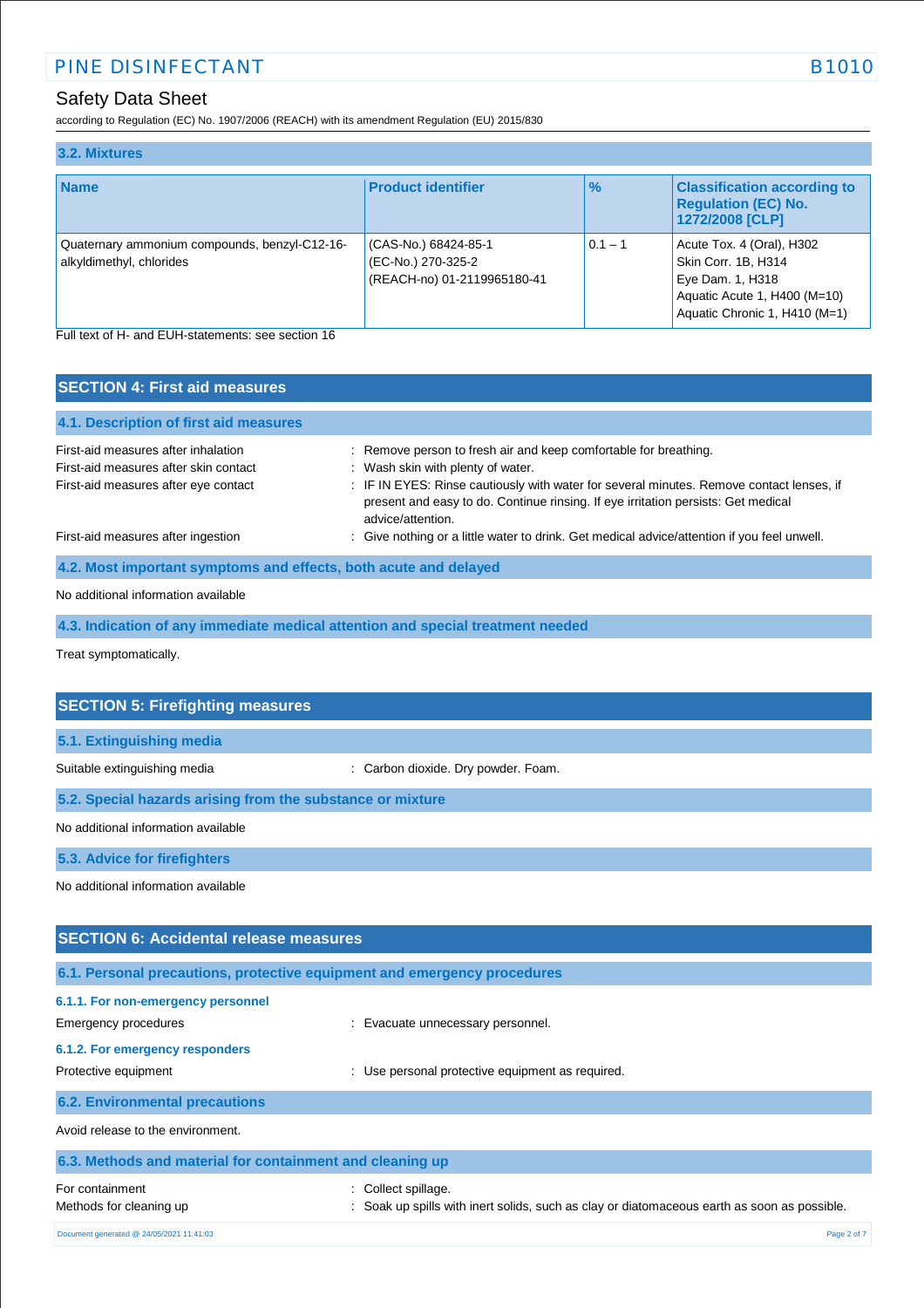### 3.2. Mixtures

| Name | Product identifier | % | Classification according to Regulation (EC) No. 1272/2008 [CLP] |
|---|---|---|---|
| Quaternary ammonium compounds, benzyl-C12-16-alkyldimethyl, chlorides | (CAS-No.) 68424-85-1<br>(EC-No.) 270-325-2<br>(REACH-no) 01-2119965180-41 | 0.1 – 1 | Acute Tox. 4 (Oral), H302<br>Skin Corr. 1B, H314<br>Eye Dam. 1, H318<br>Aquatic Acute 1, H400 (M=10)<br>Aquatic Chronic 1, H410 (M=1) |

Full text of H- and EUH-statements: see section 16

## SECTION 4: First aid measures

### 4.1. Description of first aid measures

First-aid measures after inhalation : Remove person to fresh air and keep comfortable for breathing.

First-aid measures after skin contact : Wash skin with plenty of water.

First-aid measures after eye contact : IF IN EYES: Rinse cautiously with water for several minutes. Remove contact lenses, if present and easy to do. Continue rinsing. If eye irritation persists: Get medical advice/attention.

First-aid measures after ingestion : Give nothing or a little water to drink. Get medical advice/attention if you feel unwell.

### 4.2. Most important symptoms and effects, both acute and delayed

No additional information available

### 4.3. Indication of any immediate medical attention and special treatment needed

Treat symptomatically.

## SECTION 5: Firefighting measures

### 5.1. Extinguishing media

Suitable extinguishing media : Carbon dioxide. Dry powder. Foam.

### 5.2. Special hazards arising from the substance or mixture

No additional information available

### 5.3. Advice for firefighters

No additional information available

## SECTION 6: Accidental release measures

### 6.1. Personal precautions, protective equipment and emergency procedures

#### 6.1.1. For non-emergency personnel

Emergency procedures : Evacuate unnecessary personnel.

#### 6.1.2. For emergency responders

Protective equipment : Use personal protective equipment as required.

### 6.2. Environmental precautions

Avoid release to the environment.

### 6.3. Methods and material for containment and cleaning up

For containment : Collect spillage.

Methods for cleaning up : Soak up spills with inert solids, such as clay or diatomaceous earth as soon as possible.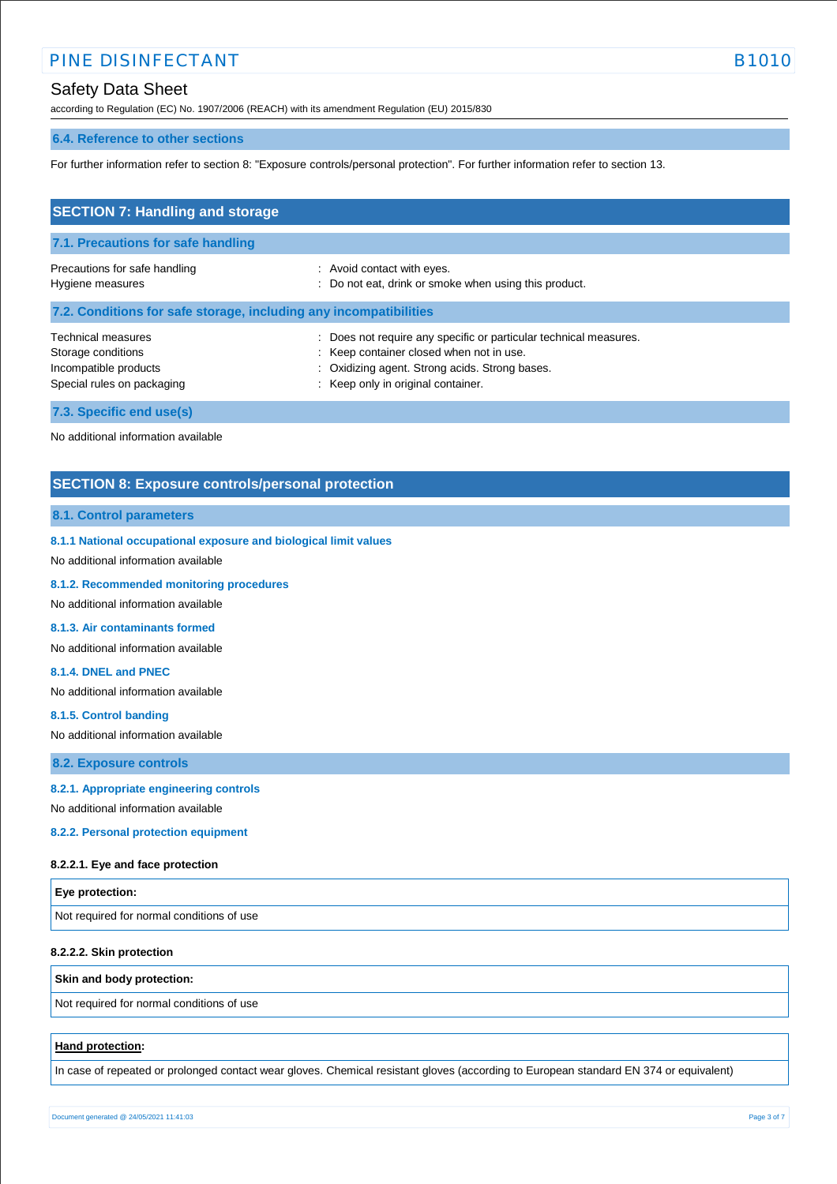### 6.4. Reference to other sections

For further information refer to section 8: "Exposure controls/personal protection". For further information refer to section 13.

## SECTION 7: Handling and storage

### 7.1. Precautions for safe handling

| | |
|---|---|
| Precautions for safe handling | : Avoid contact with eyes. |
| Hygiene measures | : Do not eat, drink or smoke when using this product. |

### 7.2. Conditions for safe storage, including any incompatibilities

| | |
|---|---|
| Technical measures | : Does not require any specific or particular technical measures. |
| Storage conditions | : Keep container closed when not in use. |
| Incompatible products | : Oxidizing agent. Strong acids. Strong bases. |
| Special rules on packaging | : Keep only in original container. |

### 7.3. Specific end use(s)

No additional information available

## SECTION 8: Exposure controls/personal protection

### 8.1. Control parameters

#### 8.1.1 National occupational exposure and biological limit values

No additional information available

#### 8.1.2. Recommended monitoring procedures

No additional information available

#### 8.1.3. Air contaminants formed

No additional information available

#### 8.1.4. DNEL and PNEC

No additional information available

#### 8.1.5. Control banding

No additional information available

### 8.2. Exposure controls

#### 8.2.1. Appropriate engineering controls

No additional information available

#### 8.2.2. Personal protection equipment

**8.2.2.1. Eye and face protection**

| Eye protection: |
|---|
| Not required for normal conditions of use |

**8.2.2.2. Skin protection**

| Skin and body protection: |
|---|
| Not required for normal conditions of use |

| **Hand protection**: |
|---|
| In case of repeated or prolonged contact wear gloves. Chemical resistant gloves (according to European standard EN 374 or equivalent) |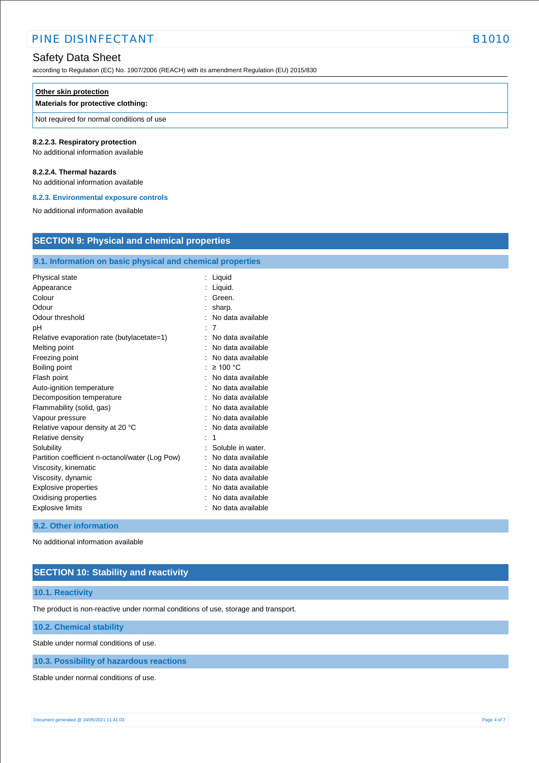| **Other skin protection** |
|---|
| **Materials for protective clothing:** |
| Not required for normal conditions of use |

#### 8.2.2.3. Respiratory protection

No additional information available

#### 8.2.2.4. Thermal hazards

No additional information available

### 8.2.3. Environmental exposure controls

No additional information available

## SECTION 9: Physical and chemical properties

### 9.1. Information on basic physical and chemical properties

| Property | Value |
|---|---|
| Physical state | Liquid |
| Appearance | Liquid. |
| Colour | Green. |
| Odour | sharp. |
| Odour threshold | No data available |
| pH | 7 |
| Relative evaporation rate (butylacetate=1) | No data available |
| Melting point | No data available |
| Freezing point | No data available |
| Boiling point | ≥ 100 °C |
| Flash point | No data available |
| Auto-ignition temperature | No data available |
| Decomposition temperature | No data available |
| Flammability (solid, gas) | No data available |
| Vapour pressure | No data available |
| Relative vapour density at 20 °C | No data available |
| Relative density | 1 |
| Solubility | Soluble in water. |
| Partition coefficient n-octanol/water (Log Pow) | No data available |
| Viscosity, kinematic | No data available |
| Viscosity, dynamic | No data available |
| Explosive properties | No data available |
| Oxidising properties | No data available |
| Explosive limits | No data available |

### 9.2. Other information

No additional information available

## SECTION 10: Stability and reactivity

### 10.1. Reactivity

The product is non-reactive under normal conditions of use, storage and transport.

### 10.2. Chemical stability

Stable under normal conditions of use.

### 10.3. Possibility of hazardous reactions

Stable under normal conditions of use.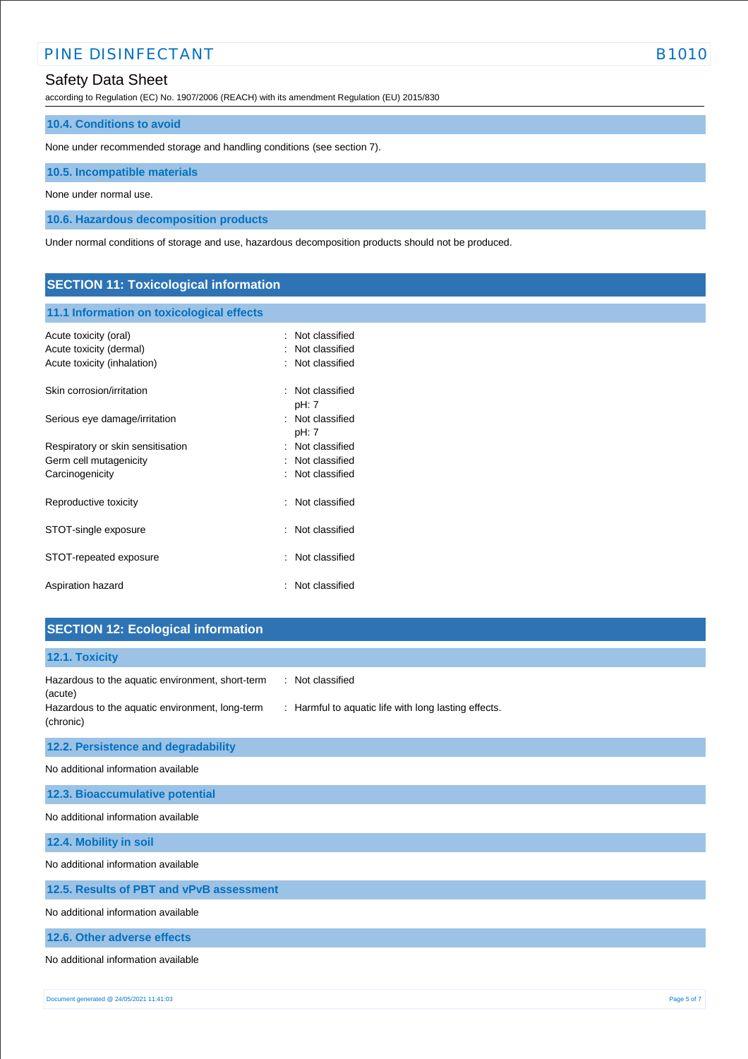### 10.4. Conditions to avoid

None under recommended storage and handling conditions (see section 7).

### 10.5. Incompatible materials

None under normal use.

### 10.6. Hazardous decomposition products

Under normal conditions of storage and use, hazardous decomposition products should not be produced.

## SECTION 11: Toxicological information

### 11.1 Information on toxicological effects

| | |
|---|---|
| Acute toxicity (oral) | : Not classified |
| Acute toxicity (dermal) | : Not classified |
| Acute toxicity (inhalation) | : Not classified |
| Skin corrosion/irritation | : Not classified<br>pH: 7 |
| Serious eye damage/irritation | : Not classified<br>pH: 7 |
| Respiratory or skin sensitisation | : Not classified |
| Germ cell mutagenicity | : Not classified |
| Carcinogenicity | : Not classified |
| Reproductive toxicity | : Not classified |
| STOT-single exposure | : Not classified |
| STOT-repeated exposure | : Not classified |
| Aspiration hazard | : Not classified |

## SECTION 12: Ecological information

### 12.1. Toxicity

| | |
|---|---|
| Hazardous to the aquatic environment, short-term (acute) | : Not classified |
| Hazardous to the aquatic environment, long-term (chronic) | : Harmful to aquatic life with long lasting effects. |

### 12.2. Persistence and degradability

No additional information available

### 12.3. Bioaccumulative potential

No additional information available

### 12.4. Mobility in soil

No additional information available

### 12.5. Results of PBT and vPvB assessment

No additional information available

### 12.6. Other adverse effects

No additional information available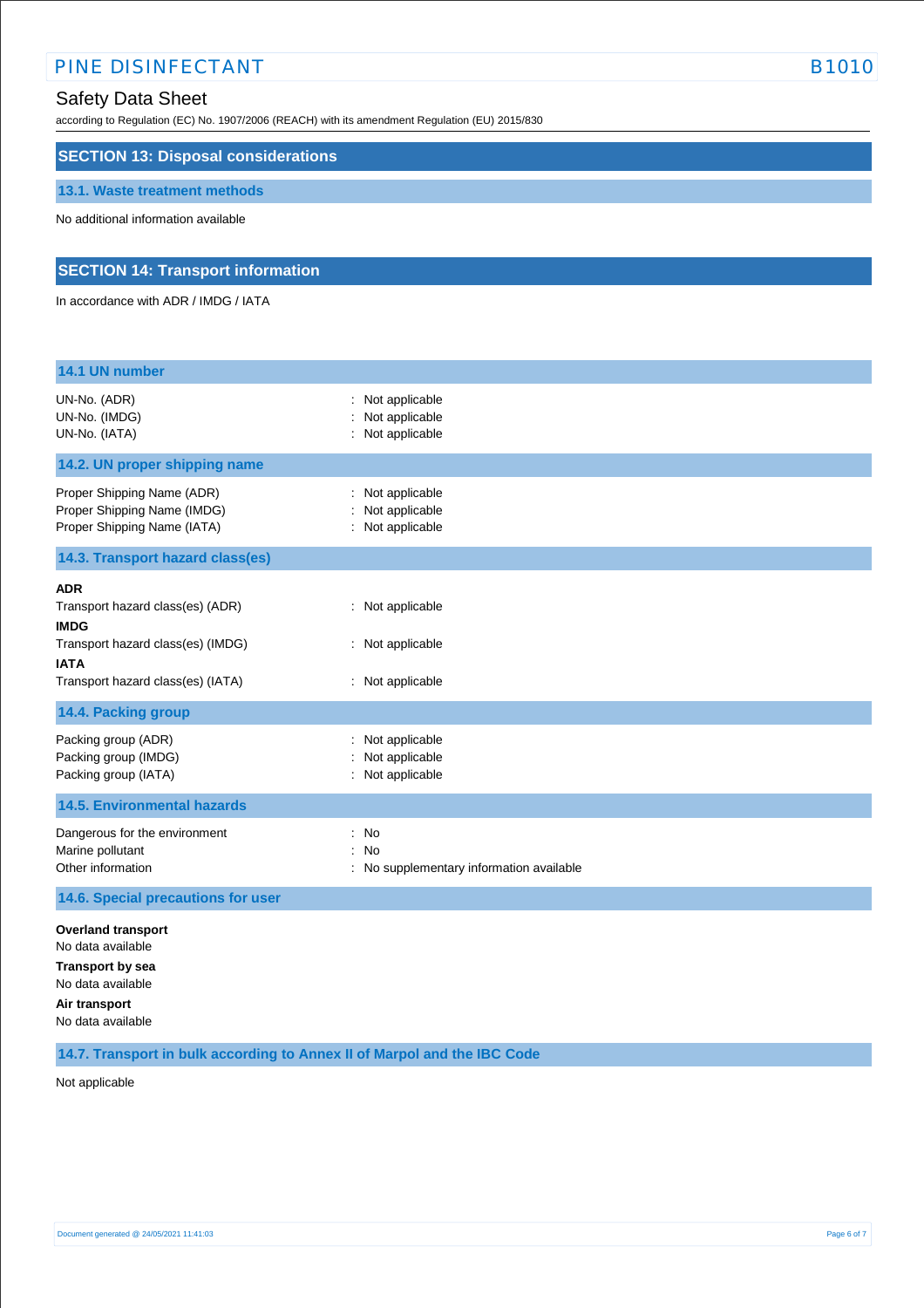## SECTION 13: Disposal considerations

### 13.1. Waste treatment methods

No additional information available

## SECTION 14: Transport information

In accordance with ADR / IMDG / IATA

### 14.1 UN number

UN-No. (ADR) : Not applicable
UN-No. (IMDG) : Not applicable
UN-No. (IATA) : Not applicable

### 14.2. UN proper shipping name

Proper Shipping Name (ADR) : Not applicable
Proper Shipping Name (IMDG) : Not applicable
Proper Shipping Name (IATA) : Not applicable

### 14.3. Transport hazard class(es)

**ADR**
Transport hazard class(es) (ADR) : Not applicable

**IMDG**
Transport hazard class(es) (IMDG) : Not applicable

**IATA**
Transport hazard class(es) (IATA) : Not applicable

### 14.4. Packing group

Packing group (ADR) : Not applicable
Packing group (IMDG) : Not applicable
Packing group (IATA) : Not applicable

### 14.5. Environmental hazards

Dangerous for the environment : No
Marine pollutant : No
Other information : No supplementary information available

### 14.6. Special precautions for user

**Overland transport**
No data available

**Transport by sea**
No data available

**Air transport**
No data available

### 14.7. Transport in bulk according to Annex II of Marpol and the IBC Code

Not applicable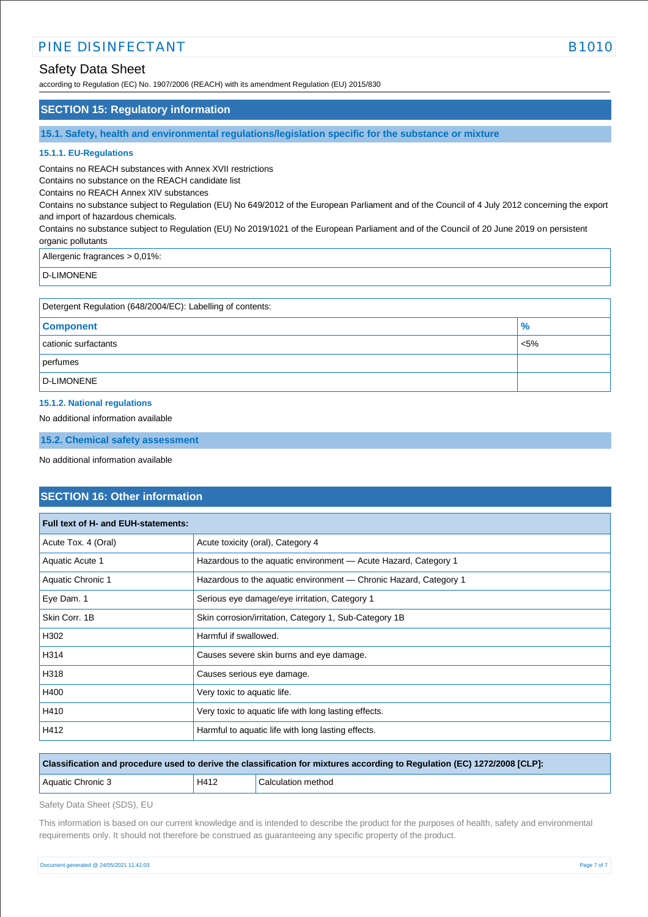## SECTION 15: Regulatory information

### 15.1. Safety, health and environmental regulations/legislation specific for the substance or mixture

#### 15.1.1. EU-Regulations

Contains no REACH substances with Annex XVII restrictions
Contains no substance on the REACH candidate list
Contains no REACH Annex XIV substances
Contains no substance subject to Regulation (EU) No 649/2012 of the European Parliament and of the Council of 4 July 2012 concerning the export and import of hazardous chemicals.
Contains no substance subject to Regulation (EU) No 2019/1021 of the European Parliament and of the Council of 20 June 2019 on persistent organic pollutants

| Allergenic fragrances > 0,01%: |
|---|
| D-LIMONENE |

| Detergent Regulation (648/2004/EC): Labelling of contents: | |
|---|---|
| **Component** | **%** |
| cationic surfactants | <5% |
| perfumes | |
| D-LIMONENE | |

#### 15.1.2. National regulations

No additional information available

### 15.2. Chemical safety assessment

No additional information available

## SECTION 16: Other information

| Full text of H- and EUH-statements: | |
|---|---|
| Acute Tox. 4 (Oral) | Acute toxicity (oral), Category 4 |
| Aquatic Acute 1 | Hazardous to the aquatic environment — Acute Hazard, Category 1 |
| Aquatic Chronic 1 | Hazardous to the aquatic environment — Chronic Hazard, Category 1 |
| Eye Dam. 1 | Serious eye damage/eye irritation, Category 1 |
| Skin Corr. 1B | Skin corrosion/irritation, Category 1, Sub-Category 1B |
| H302 | Harmful if swallowed. |
| H314 | Causes severe skin burns and eye damage. |
| H318 | Causes serious eye damage. |
| H400 | Very toxic to aquatic life. |
| H410 | Very toxic to aquatic life with long lasting effects. |
| H412 | Harmful to aquatic life with long lasting effects. |

| Classification and procedure used to derive the classification for mixtures according to Regulation (EC) 1272/2008 [CLP]: | | |
|---|---|---|
| Aquatic Chronic 3 | H412 | Calculation method |

Safety Data Sheet (SDS), EU

This information is based on our current knowledge and is intended to describe the product for the purposes of health, safety and environmental requirements only. It should not therefore be construed as guaranteeing any specific property of the product.